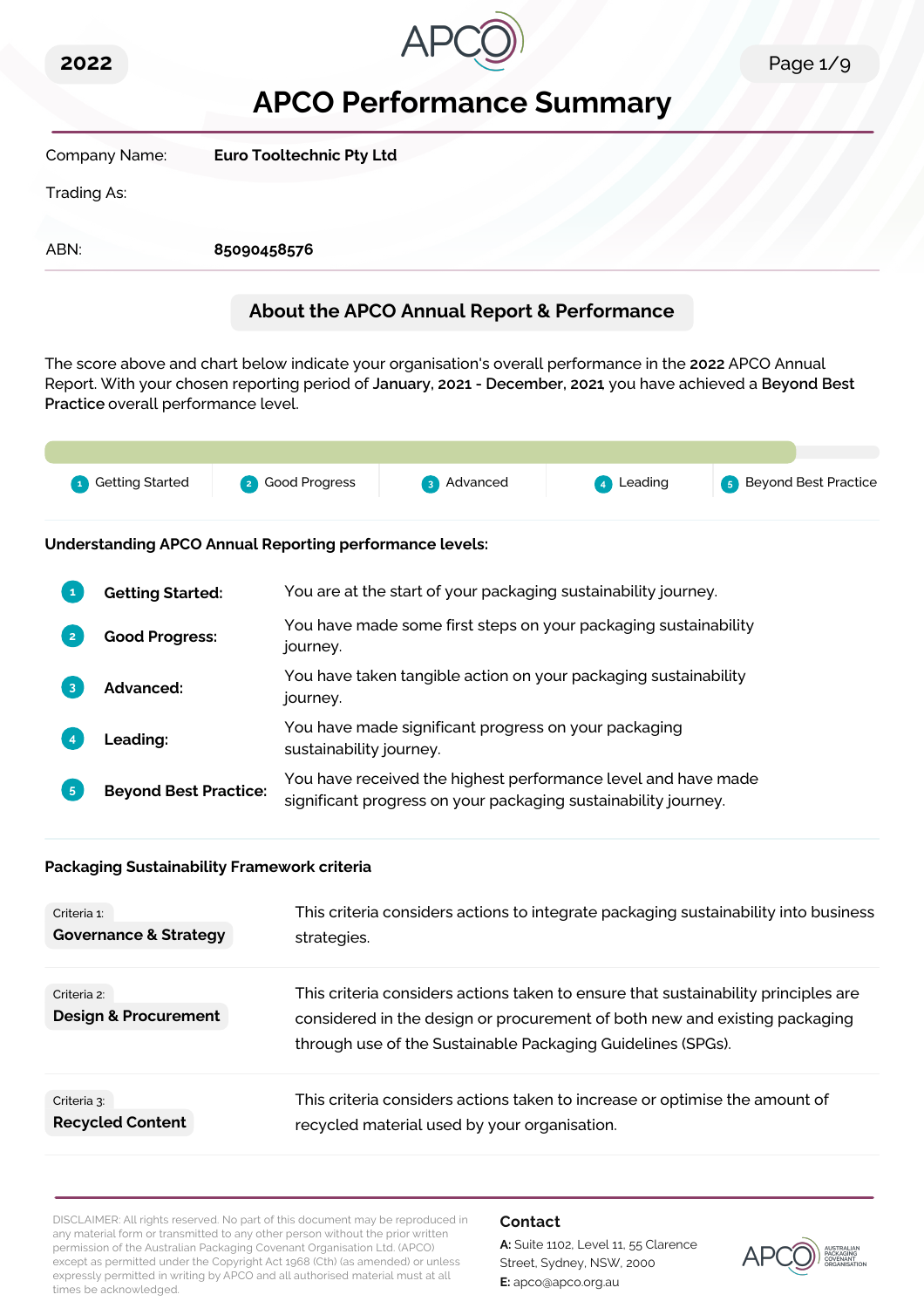2022

# APCO Performance Summary

| | |
|---|---|
| Company Name: | **Euro Tooltechnic Pty Ltd** |
| Trading As: | |
| ABN: | **85090458576** |

## About the APCO Annual Report & Performance

The score above and chart below indicate your organisation's overall performance in the **2022** APCO Annual Report. With your chosen reporting period of **January, 2021 - December, 2021** you have achieved a **Beyond Best Practice** overall performance level.

1 Getting Started | 2 Good Progress | 3 Advanced | 4 Leading | 5 Beyond Best Practice

### Understanding APCO Annual Reporting performance levels:

| | | |
|---|---|---|
| 1 | **Getting Started:** | You are at the start of your packaging sustainability journey. |
| 2 | **Good Progress:** | You have made some first steps on your packaging sustainability journey. |
| 3 | **Advanced:** | You have taken tangible action on your packaging sustainability journey. |
| 4 | **Leading:** | You have made significant progress on your packaging sustainability journey. |
| 5 | **Beyond Best Practice:** | You have received the highest performance level and have made significant progress on your packaging sustainability journey. |

### Packaging Sustainability Framework criteria

| | |
|---|---|
| Criteria 1: **Governance & Strategy** | This criteria considers actions to integrate packaging sustainability into business strategies. |
| Criteria 2: **Design & Procurement** | This criteria considers actions taken to ensure that sustainability principles are considered in the design or procurement of both new and existing packaging through use of the Sustainable Packaging Guidelines (SPGs). |
| Criteria 3: **Recycled Content** | This criteria considers actions taken to increase or optimise the amount of recycled material used by your organisation. |

DISCLAIMER: All rights reserved. No part of this document may be reproduced in any material form or transmitted to any other person without the prior written permission of the Australian Packaging Covenant Organisation Ltd. (APCO) except as permitted under the Copyright Act 1968 (Cth) (as amended) or unless expressly permitted in writing by APCO and all authorised material must at all times be acknowledged.

**Contact**

**A:** Suite 1102, Level 11, 55 Clarence Street, Sydney, NSW, 2000

**E:** apco@apco.org.au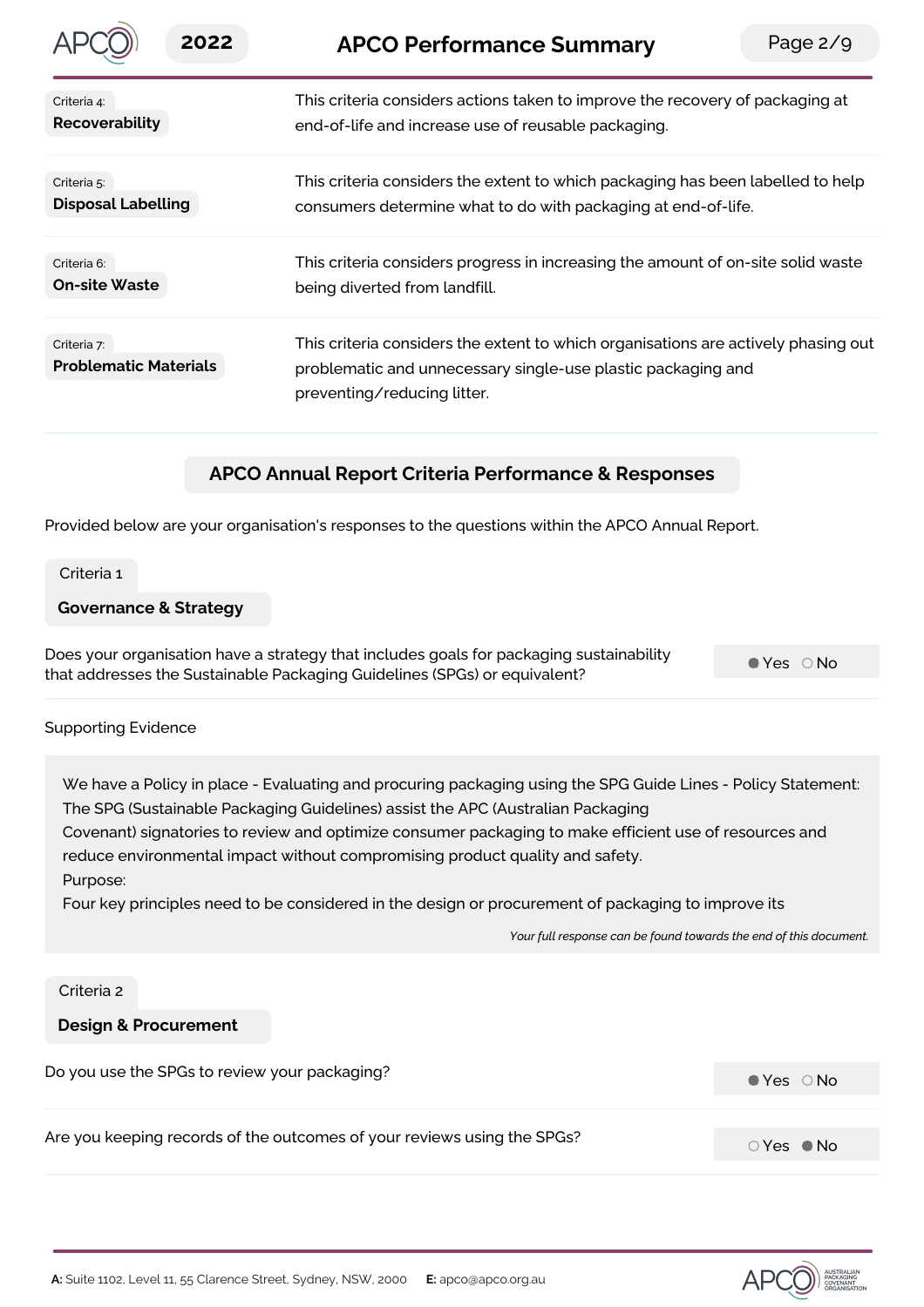Criteria 4:
**Recoverability**

This criteria considers actions taken to improve the recovery of packaging at end-of-life and increase use of reusable packaging.

Criteria 5:
**Disposal Labelling**

This criteria considers the extent to which packaging has been labelled to help consumers determine what to do with packaging at end-of-life.

Criteria 6:
**On-site Waste**

This criteria considers progress in increasing the amount of on-site solid waste being diverted from landfill.

Criteria 7:
**Problematic Materials**

This criteria considers the extent to which organisations are actively phasing out problematic and unnecessary single-use plastic packaging and preventing/reducing litter.

## APCO Annual Report Criteria Performance & Responses

Provided below are your organisation's responses to the questions within the APCO Annual Report.

### Criteria 1
**Governance & Strategy**

Does your organisation have a strategy that includes goals for packaging sustainability that addresses the Sustainable Packaging Guidelines (SPGs) or equivalent?

● Yes ○ No

Supporting Evidence

We have a Policy in place - Evaluating and procuring packaging using the SPG Guide Lines - Policy Statement:
The SPG (Sustainable Packaging Guidelines) assist the APC (Australian Packaging Covenant) signatories to review and optimize consumer packaging to make efficient use of resources and reduce environmental impact without compromising product quality and safety.
Purpose:
Four key principles need to be considered in the design or procurement of packaging to improve its

*Your full response can be found towards the end of this document.*

### Criteria 2
**Design & Procurement**

Do you use the SPGs to review your packaging?

● Yes ○ No

Are you keeping records of the outcomes of your reviews using the SPGs?

○ Yes ● No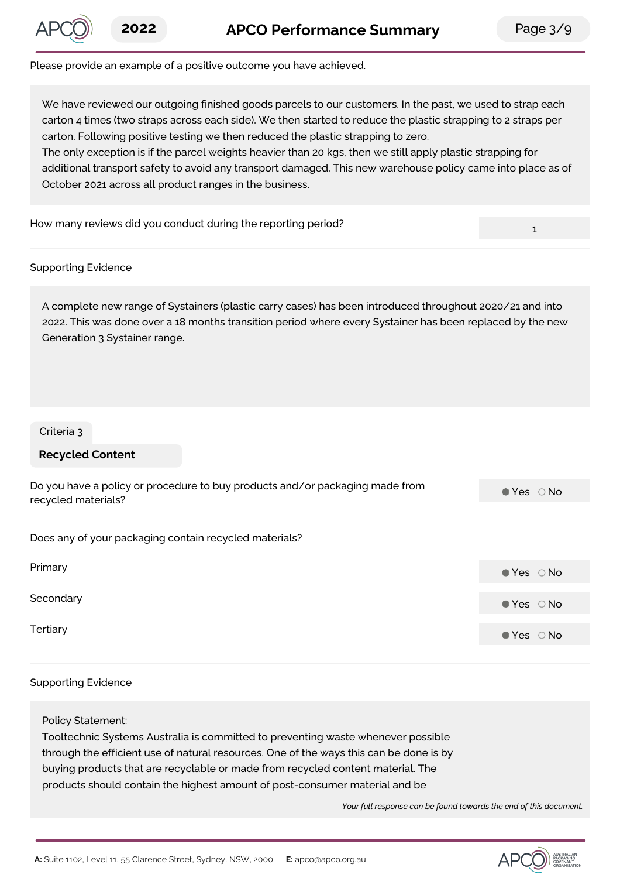Please provide an example of a positive outcome you have achieved.

We have reviewed our outgoing finished goods parcels to our customers. In the past, we used to strap each carton 4 times (two straps across each side). We then started to reduce the plastic strapping to 2 straps per carton. Following positive testing we then reduced the plastic strapping to zero.
The only exception is if the parcel weights heavier than 20 kgs, then we still apply plastic strapping for additional transport safety to avoid any transport damaged. This new warehouse policy came into place as of October 2021 across all product ranges in the business.

| How many reviews did you conduct during the reporting period? | 1 |
|---|---|

Supporting Evidence

A complete new range of Systainers (plastic carry cases) has been introduced throughout 2020/21 and into 2022. This was done over a 18 months transition period where every Systainer has been replaced by the new Generation 3 Systainer range.

Criteria 3

## Recycled Content

| Do you have a policy or procedure to buy products and/or packaging made from recycled materials? | ● Yes ○ No |
|---|---|

Does any of your packaging contain recycled materials?

| | |
|---|---|
| Primary | ● Yes ○ No |
| Secondary | ● Yes ○ No |
| Tertiary | ● Yes ○ No |

Supporting Evidence

Policy Statement:
Tooltechnic Systems Australia is committed to preventing waste whenever possible through the efficient use of natural resources. One of the ways this can be done is by buying products that are recyclable or made from recycled content material. The products should contain the highest amount of post-consumer material and be

*Your full response can be found towards the end of this document.*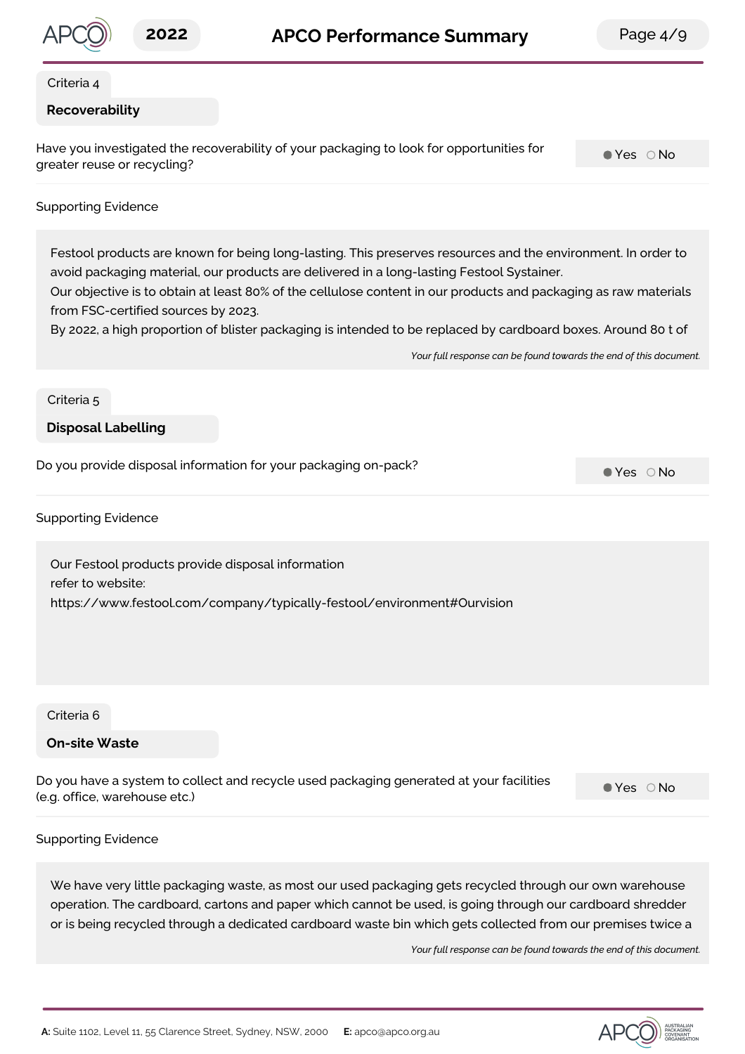Criteria 4

**Recoverability**

Have you investigated the recoverability of your packaging to look for opportunities for greater reuse or recycling?

● Yes ○ No

Supporting Evidence

Festool products are known for being long-lasting. This preserves resources and the environment. In order to avoid packaging material, our products are delivered in a long-lasting Festool Systainer.
Our objective is to obtain at least 80% of the cellulose content in our products and packaging as raw materials from FSC-certified sources by 2023.
By 2022, a high proportion of blister packaging is intended to be replaced by cardboard boxes. Around 80 t of

*Your full response can be found towards the end of this document.*

Criteria 5

**Disposal Labelling**

Do you provide disposal information for your packaging on-pack?

● Yes ○ No

Supporting Evidence

Our Festool products provide disposal information
refer to website:
https://www.festool.com/company/typically-festool/environment#Ourvision

Criteria 6

**On-site Waste**

Do you have a system to collect and recycle used packaging generated at your facilities (e.g. office, warehouse etc.)

● Yes ○ No

Supporting Evidence

We have very little packaging waste, as most our used packaging gets recycled through our own warehouse operation. The cardboard, cartons and paper which cannot be used, is going through our cardboard shredder or is being recycled through a dedicated cardboard waste bin which gets collected from our premises twice a

*Your full response can be found towards the end of this document.*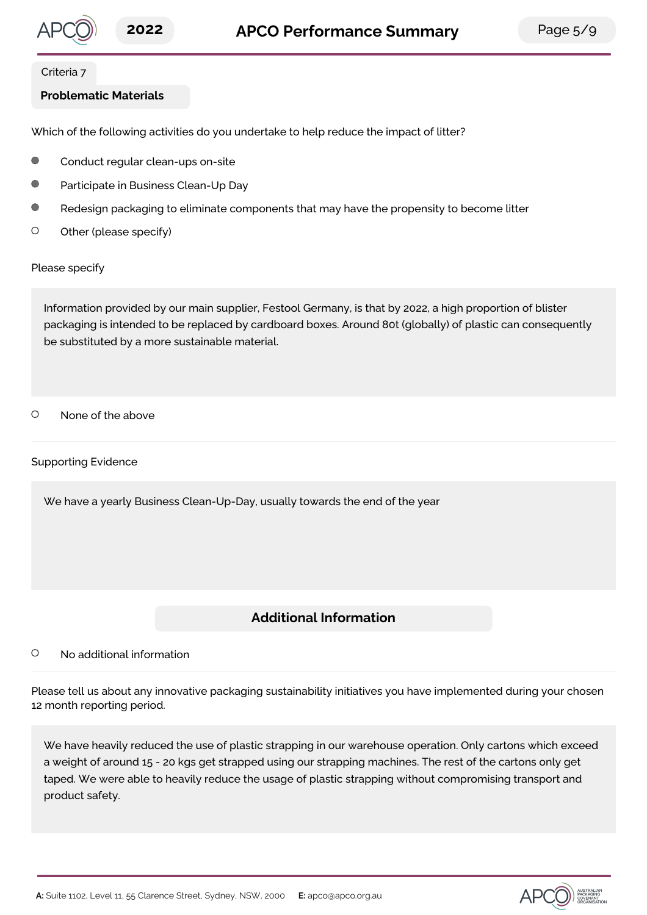Criteria 7

## Problematic Materials

Which of the following activities do you undertake to help reduce the impact of litter?

- ● Conduct regular clean-ups on-site
- ● Participate in Business Clean-Up Day
- ● Redesign packaging to eliminate components that may have the propensity to become litter
- ○ Other (please specify)

Please specify

> Information provided by our main supplier, Festool Germany, is that by 2022, a high proportion of blister packaging is intended to be replaced by cardboard boxes. Around 80t (globally) of plastic can consequently be substituted by a more sustainable material.

- ○ None of the above

Supporting Evidence

> We have a yearly Business Clean-Up-Day, usually towards the end of the year

### Additional Information

- ○ No additional information

Please tell us about any innovative packaging sustainability initiatives you have implemented during your chosen 12 month reporting period.

> We have heavily reduced the use of plastic strapping in our warehouse operation. Only cartons which exceed a weight of around 15 - 20 kgs get strapped using our strapping machines. The rest of the cartons only get taped. We were able to heavily reduce the usage of plastic strapping without compromising transport and product safety.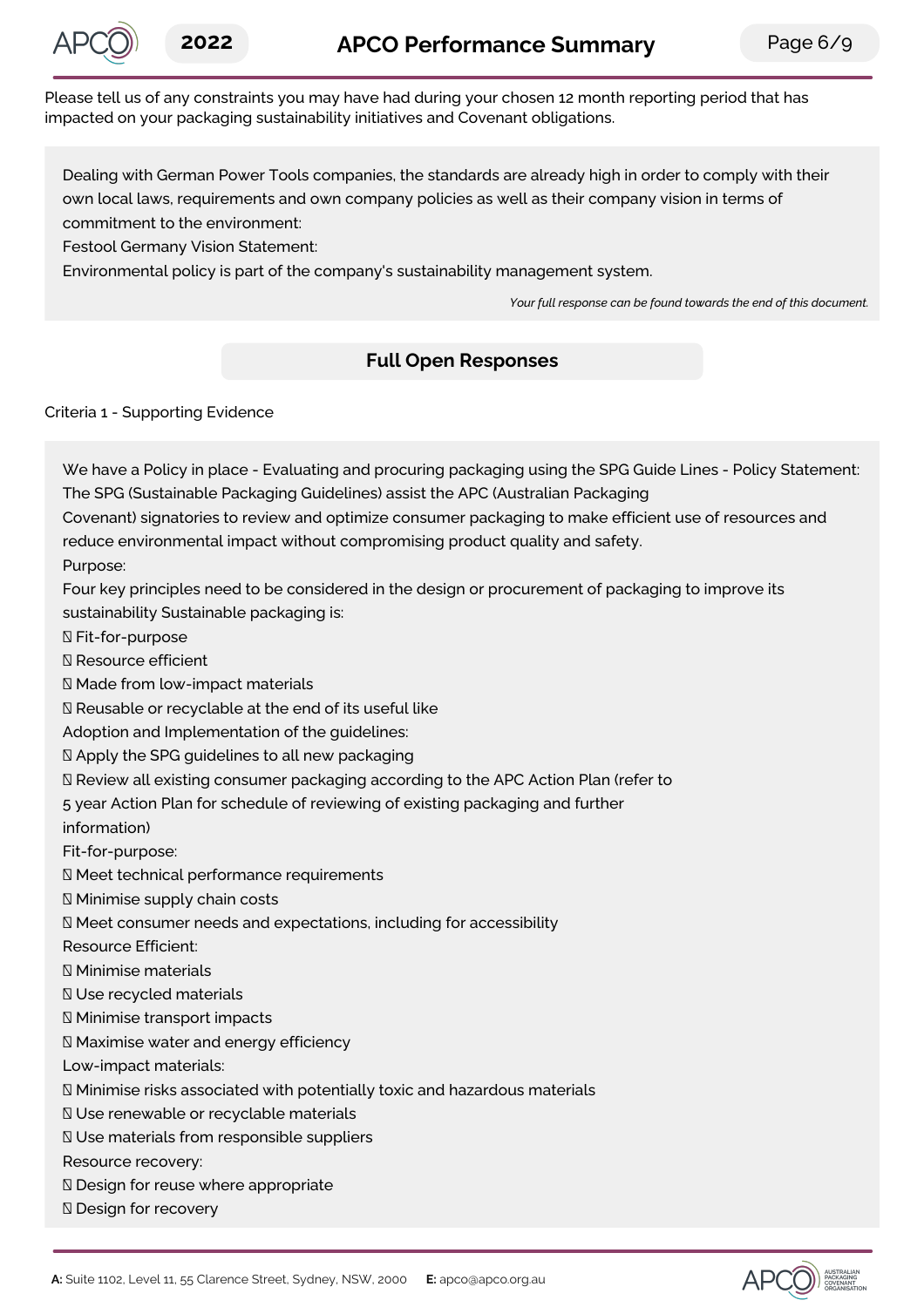Please tell us of any constraints you may have had during your chosen 12 month reporting period that has impacted on your packaging sustainability initiatives and Covenant obligations.

> Dealing with German Power Tools companies, the standards are already high in order to comply with their own local laws, requirements and own company policies as well as their company vision in terms of commitment to the environment:
> Festool Germany Vision Statement:
> Environmental policy is part of the company's sustainability management system.
>
> *Your full response can be found towards the end of this document.*

## Full Open Responses

Criteria 1 - Supporting Evidence

> We have a Policy in place - Evaluating and procuring packaging using the SPG Guide Lines - Policy Statement:
> The SPG (Sustainable Packaging Guidelines) assist the APC (Australian Packaging Covenant) signatories to review and optimize consumer packaging to make efficient use of resources and reduce environmental impact without compromising product quality and safety.
> Purpose:
> Four key principles need to be considered in the design or procurement of packaging to improve its sustainability Sustainable packaging is:
> - Fit-for-purpose
> - Resource efficient
> - Made from low-impact materials
> - Reusable or recyclable at the end of its useful like
>
> Adoption and Implementation of the guidelines:
> - Apply the SPG guidelines to all new packaging
> - Review all existing consumer packaging according to the APC Action Plan (refer to 5 year Action Plan for schedule of reviewing of existing packaging and further information)
>
> Fit-for-purpose:
> - Meet technical performance requirements
> - Minimise supply chain costs
> - Meet consumer needs and expectations, including for accessibility
>
> Resource Efficient:
> - Minimise materials
> - Use recycled materials
> - Minimise transport impacts
> - Maximise water and energy efficiency
>
> Low-impact materials:
> - Minimise risks associated with potentially toxic and hazardous materials
> - Use renewable or recyclable materials
> - Use materials from responsible suppliers
>
> Resource recovery:
> - Design for reuse where appropriate
> - Design for recovery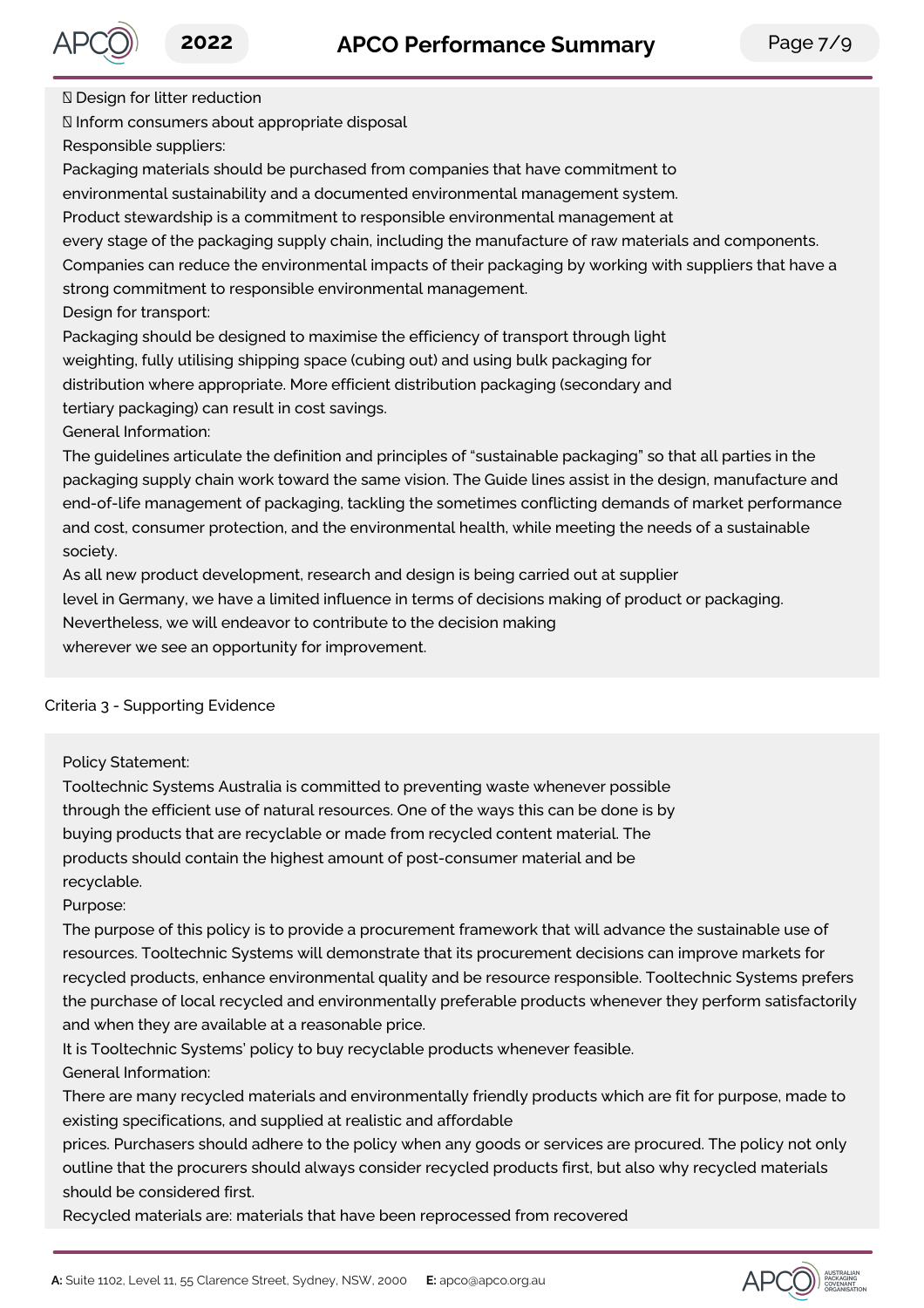Design for litter reduction
 Inform consumers about appropriate disposal
Responsible suppliers:
Packaging materials should be purchased from companies that have commitment to
environmental sustainability and a documented environmental management system.
Product stewardship is a commitment to responsible environmental management at
every stage of the packaging supply chain, including the manufacture of raw materials and components.
Companies can reduce the environmental impacts of their packaging by working with suppliers that have a strong commitment to responsible environmental management.
Design for transport:
Packaging should be designed to maximise the efficiency of transport through light
weighting, fully utilising shipping space (cubing out) and using bulk packaging for
distribution where appropriate. More efficient distribution packaging (secondary and
tertiary packaging) can result in cost savings.
General Information:
The guidelines articulate the definition and principles of "sustainable packaging" so that all parties in the packaging supply chain work toward the same vision. The Guide lines assist in the design, manufacture and end-of-life management of packaging, tackling the sometimes conflicting demands of market performance and cost, consumer protection, and the environmental health, while meeting the needs of a sustainable society.
As all new product development, research and design is being carried out at supplier
level in Germany, we have a limited influence in terms of decisions making of product or packaging.
Nevertheless, we will endeavor to contribute to the decision making
wherever we see an opportunity for improvement.

Criteria 3 - Supporting Evidence

Policy Statement:
Tooltechnic Systems Australia is committed to preventing waste whenever possible
through the efficient use of natural resources. One of the ways this can be done is by
buying products that are recyclable or made from recycled content material. The
products should contain the highest amount of post-consumer material and be
recyclable.
Purpose:
The purpose of this policy is to provide a procurement framework that will advance the sustainable use of resources. Tooltechnic Systems will demonstrate that its procurement decisions can improve markets for recycled products, enhance environmental quality and be resource responsible. Tooltechnic Systems prefers the purchase of local recycled and environmentally preferable products whenever they perform satisfactorily and when they are available at a reasonable price.
It is Tooltechnic Systems' policy to buy recyclable products whenever feasible.
General Information:
There are many recycled materials and environmentally friendly products which are fit for purpose, made to existing specifications, and supplied at realistic and affordable
prices. Purchasers should adhere to the policy when any goods or services are procured. The policy not only outline that the procurers should always consider recycled products first, but also why recycled materials should be considered first.
Recycled materials are: materials that have been reprocessed from recovered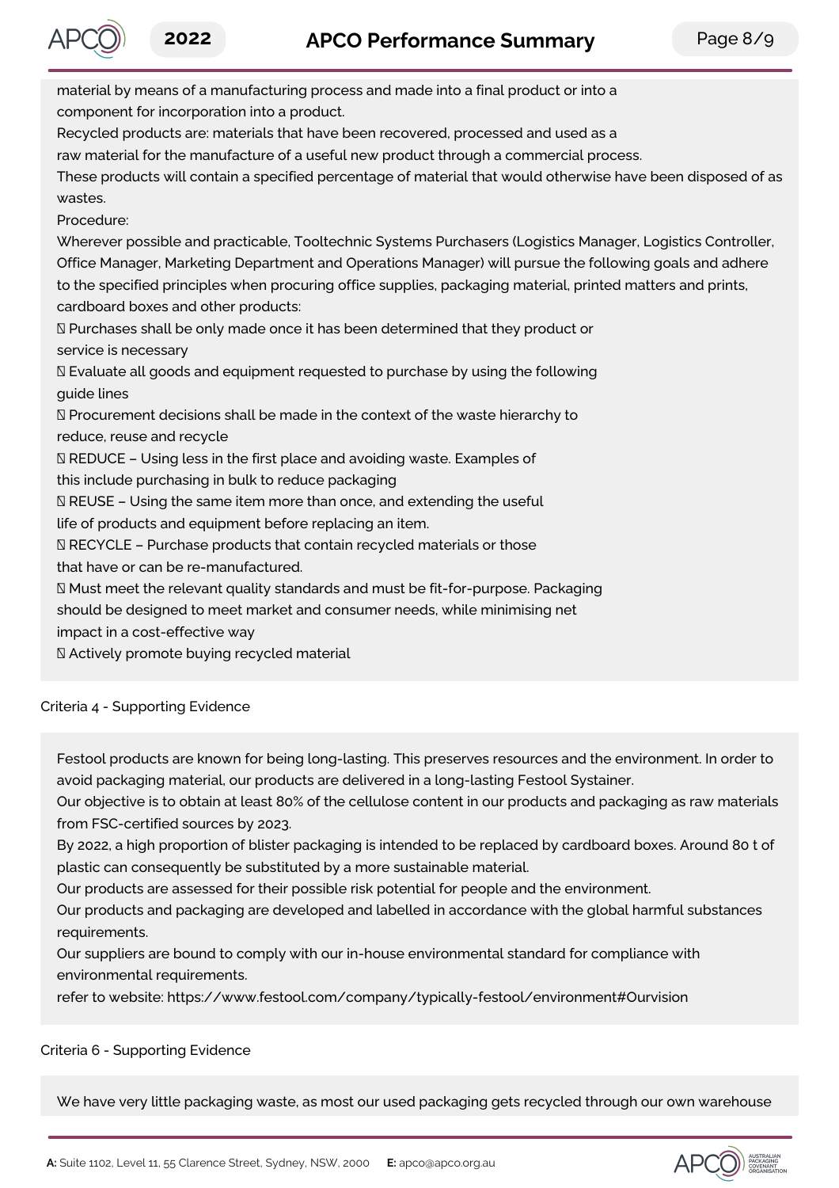material by means of a manufacturing process and made into a final product or into a component for incorporation into a product.
Recycled products are: materials that have been recovered, processed and used as a raw material for the manufacture of a useful new product through a commercial process.
These products will contain a specified percentage of material that would otherwise have been disposed of as wastes.
Procedure:
Wherever possible and practicable, Tooltechnic Systems Purchasers (Logistics Manager, Logistics Controller, Office Manager, Marketing Department and Operations Manager) will pursue the following goals and adhere to the specified principles when procuring office supplies, packaging material, printed matters and prints, cardboard boxes and other products:

- Purchases shall be only made once it has been determined that they product or service is necessary
- Evaluate all goods and equipment requested to purchase by using the following guide lines
- Procurement decisions shall be made in the context of the waste hierarchy to reduce, reuse and recycle
- REDUCE – Using less in the first place and avoiding waste. Examples of this include purchasing in bulk to reduce packaging
- REUSE – Using the same item more than once, and extending the useful life of products and equipment before replacing an item.
- RECYCLE – Purchase products that contain recycled materials or those that have or can be re-manufactured.
- Must meet the relevant quality standards and must be fit-for-purpose. Packaging should be designed to meet market and consumer needs, while minimising net impact in a cost-effective way
- Actively promote buying recycled material

Criteria 4 - Supporting Evidence

Festool products are known for being long-lasting. This preserves resources and the environment. In order to avoid packaging material, our products are delivered in a long-lasting Festool Systainer.
Our objective is to obtain at least 80% of the cellulose content in our products and packaging as raw materials from FSC-certified sources by 2023.
By 2022, a high proportion of blister packaging is intended to be replaced by cardboard boxes. Around 80 t of plastic can consequently be substituted by a more sustainable material.
Our products are assessed for their possible risk potential for people and the environment.
Our products and packaging are developed and labelled in accordance with the global harmful substances requirements.
Our suppliers are bound to comply with our in-house environmental standard for compliance with environmental requirements.
refer to website: https://www.festool.com/company/typically-festool/environment#Ourvision

Criteria 6 - Supporting Evidence

We have very little packaging waste, as most our used packaging gets recycled through our own warehouse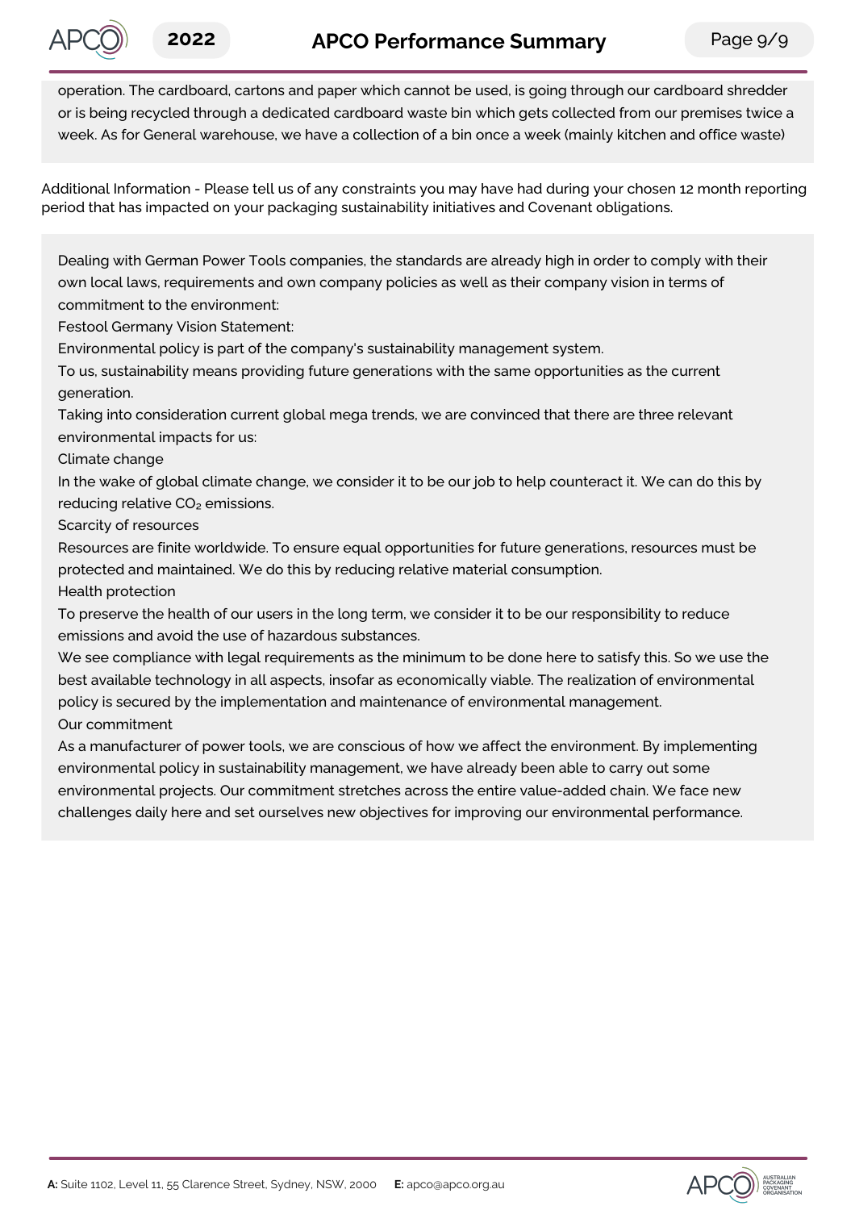operation. The cardboard, cartons and paper which cannot be used, is going through our cardboard shredder or is being recycled through a dedicated cardboard waste bin which gets collected from our premises twice a week. As for General warehouse, we have a collection of a bin once a week (mainly kitchen and office waste)

Additional Information - Please tell us of any constraints you may have had during your chosen 12 month reporting period that has impacted on your packaging sustainability initiatives and Covenant obligations.

Dealing with German Power Tools companies, the standards are already high in order to comply with their own local laws, requirements and own company policies as well as their company vision in terms of commitment to the environment:

Festool Germany Vision Statement:

Environmental policy is part of the company's sustainability management system.

To us, sustainability means providing future generations with the same opportunities as the current generation.

Taking into consideration current global mega trends, we are convinced that there are three relevant environmental impacts for us:

Climate change

In the wake of global climate change, we consider it to be our job to help counteract it. We can do this by reducing relative $CO_2$ emissions.

Scarcity of resources

Resources are finite worldwide. To ensure equal opportunities for future generations, resources must be protected and maintained. We do this by reducing relative material consumption.

Health protection

To preserve the health of our users in the long term, we consider it to be our responsibility to reduce emissions and avoid the use of hazardous substances.

We see compliance with legal requirements as the minimum to be done here to satisfy this. So we use the best available technology in all aspects, insofar as economically viable. The realization of environmental policy is secured by the implementation and maintenance of environmental management.

Our commitment

As a manufacturer of power tools, we are conscious of how we affect the environment. By implementing environmental policy in sustainability management, we have already been able to carry out some environmental projects. Our commitment stretches across the entire value-added chain. We face new challenges daily here and set ourselves new objectives for improving our environmental performance.